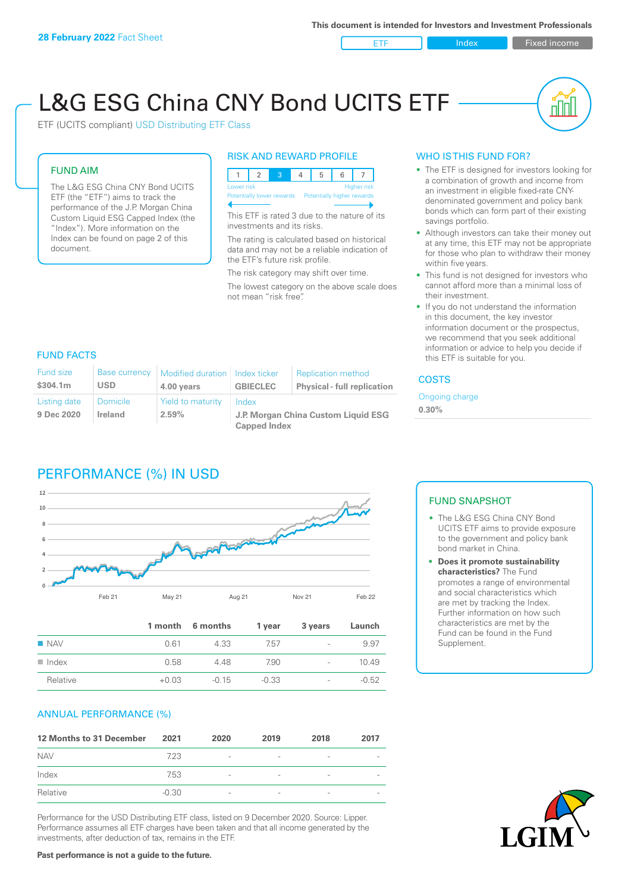28 February 2022 Fact Sheet

This document is intended for Investors and Investment Professionals

ETF | Index | Fixed income

# L&G ESG China CNY Bond UCITS ETF

ETF (UCITS compliant) USD Distributing ETF Class

## FUND AIM

The L&G ESG China CNY Bond UCITS ETF (the "ETF") aims to track the performance of the J.P. Morgan China Custom Liquid ESG Capped Index (the "Index"). More information on the Index can be found on page 2 of this document.

## RISK AND REWARD PROFILE

| 1 | 2 | **3** | 4 | 5 | 6 | 7 |
|---|---|---|---|---|---|---|

Lower risk — Higher risk
Potentially lower rewards — Potentially higher rewards

This ETF is rated 3 due to the nature of its investments and its risks.

The rating is calculated based on historical data and may not be a reliable indication of the ETF's future risk profile.

The risk category may shift over time.

The lowest category on the above scale does not mean "risk free".

## WHO IS THIS FUND FOR?

- The ETF is designed for investors looking for a combination of growth and income from an investment in eligible fixed-rate CNY-denominated government and policy bank bonds which can form part of their existing savings portfolio.
- Although investors can take their money out at any time, this ETF may not be appropriate for those who plan to withdraw their money within five years.
- This fund is not designed for investors who cannot afford more than a minimal loss of their investment.
- If you do not understand the information in this document, the key investor information document or the prospectus, we recommend that you seek additional information or advice to help you decide if this ETF is suitable for you.

## FUND FACTS

| Fund size | Base currency | Modified duration | Index ticker | Replication method |
|---|---|---|---|---|
| **$304.1m** | **USD** | **4.00 years** | **GBIECLEC** | **Physical - full replication** |
| Listing date | Domicile | Yield to maturity | Index | |
| **9 Dec 2020** | **Ireland** | **2.59%** | **J.P. Morgan China Custom Liquid ESG Capped Index** | |

## COSTS

Ongoing charge
**0.30%**

## PERFORMANCE (%) IN USD

| | 1 month | 6 months | 1 year | 3 years | Launch |
|---|---|---|---|---|---|
| NAV | 0.61 | 4.33 | 7.57 | - | 9.97 |
| Index | 0.58 | 4.48 | 7.90 | - | 10.49 |
| Relative | +0.03 | -0.15 | -0.33 | - | -0.52 |

## FUND SNAPSHOT

- The L&G ESG China CNY Bond UCITS ETF aims to provide exposure to the government and policy bank bond market in China.
- **Does it promote sustainability characteristics?** The Fund promotes a range of environmental and social characteristics which are met by tracking the Index. Further information on how such characteristics are met by the Fund can be found in the Fund Supplement.

## ANNUAL PERFORMANCE (%)

| 12 Months to 31 December | 2021 | 2020 | 2019 | 2018 | 2017 |
|---|---|---|---|---|---|
| NAV | 7.23 | - | - | - | - |
| Index | 7.53 | - | - | - | - |
| Relative | -0.30 | - | - | - | - |

Performance for the USD Distributing ETF class, listed on 9 December 2020. Source: Lipper. Performance assumes all ETF charges have been taken and that all income generated by the investments, after deduction of tax, remains in the ETF.

**Past performance is not a guide to the future.**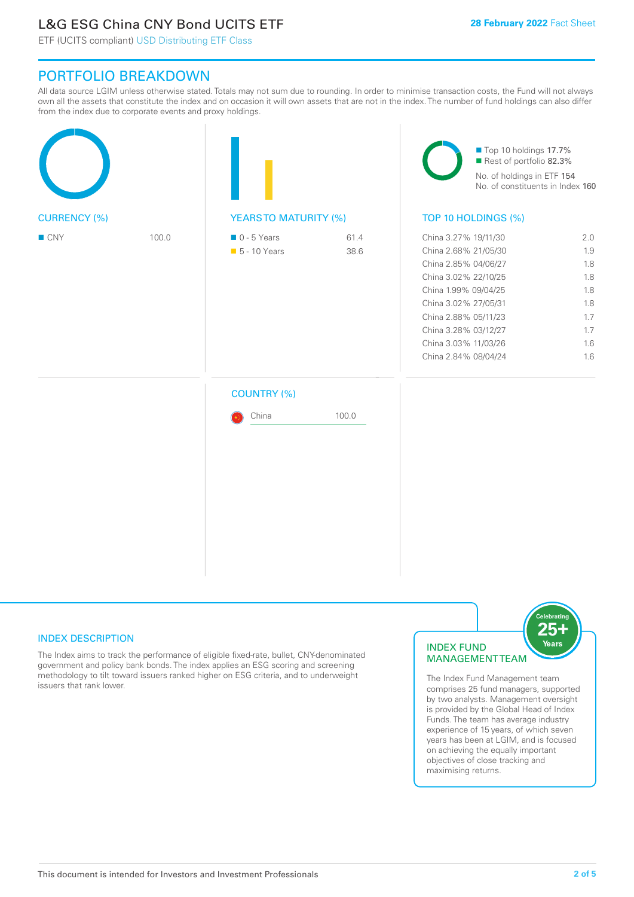# L&G ESG China CNY Bond UCITS ETF

ETF (UCITS compliant) USD Distributing ETF Class

28 February 2022 Fact Sheet

## PORTFOLIO BREAKDOWN

All data source LGIM unless otherwise stated. Totals may not sum due to rounding. In order to minimise transaction costs, the Fund will not always own all the assets that constitute the index and on occasion it will own assets that are not in the index. The number of fund holdings can also differ from the index due to corporate events and proxy holdings.

### CURRENCY (%)

| Currency | % |
|---|---|
| CNY | 100.0 |

### YEARS TO MATURITY (%)

| Years to maturity | % |
|---|---|
| 0 - 5 Years | 61.4 |
| 5 - 10 Years | 38.6 |

### COUNTRY (%)

| Country | % |
|---|---|
| China | 100.0 |

- Top 10 holdings 17.7%
- Rest of portfolio 82.3%

No. of holdings in ETF 154

No. of constituents in Index 160

### TOP 10 HOLDINGS (%)

| Holding | % |
|---|---|
| China 3.27% 19/11/30 | 2.0 |
| China 2.68% 21/05/30 | 1.9 |
| China 2.85% 04/06/27 | 1.8 |
| China 3.02% 22/10/25 | 1.8 |
| China 1.99% 09/04/25 | 1.8 |
| China 3.02% 27/05/31 | 1.8 |
| China 2.88% 05/11/23 | 1.7 |
| China 3.28% 03/12/27 | 1.7 |
| China 3.03% 11/03/26 | 1.6 |
| China 2.84% 08/04/24 | 1.6 |

## INDEX DESCRIPTION

The Index aims to track the performance of eligible fixed-rate, bullet, CNY-denominated government and policy bank bonds. The index applies an ESG scoring and screening methodology to tilt toward issuers ranked higher on ESG criteria, and to underweight issuers that rank lower.

## INDEX FUND MANAGEMENT TEAM

Celebrating 25+ Years

The Index Fund Management team comprises 25 fund managers, supported by two analysts. Management oversight is provided by the Global Head of Index Funds. The team has average industry experience of 15 years, of which seven years has been at LGIM, and is focused on achieving the equally important objectives of close tracking and maximising returns.

This document is intended for Investors and Investment Professionals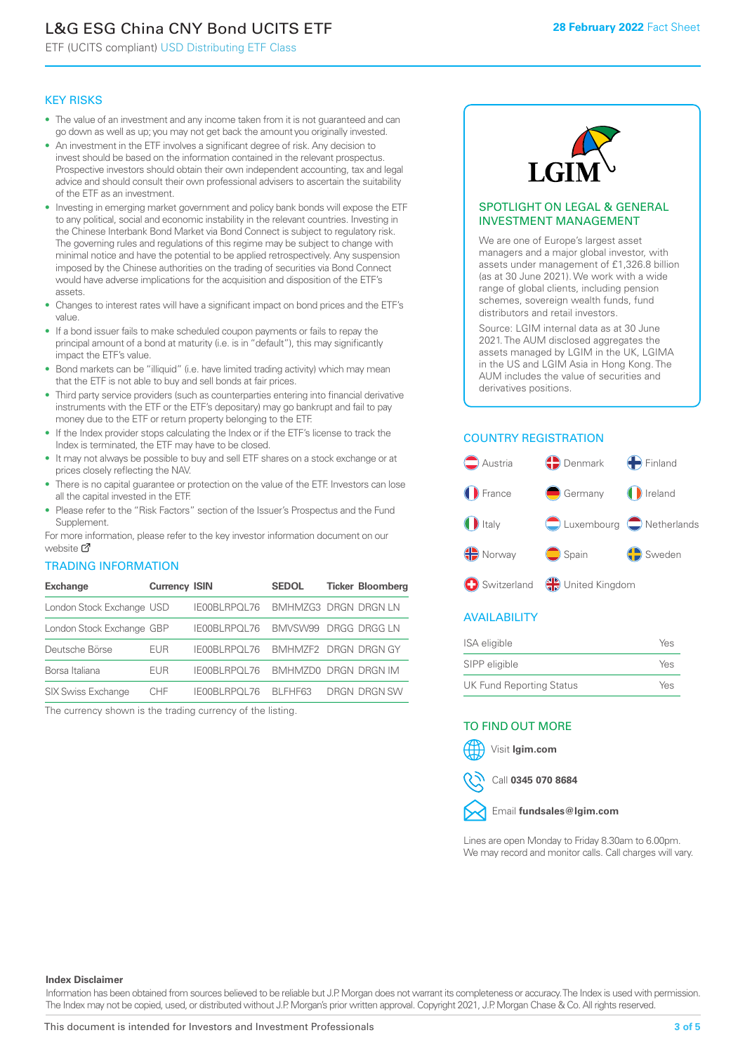# L&G ESG China CNY Bond UCITS ETF

ETF (UCITS compliant) USD Distributing ETF Class

28 February 2022 Fact Sheet

## KEY RISKS

- The value of an investment and any income taken from it is not guaranteed and can go down as well as up; you may not get back the amount you originally invested.
- An investment in the ETF involves a significant degree of risk. Any decision to invest should be based on the information contained in the relevant prospectus. Prospective investors should obtain their own independent accounting, tax and legal advice and should consult their own professional advisers to ascertain the suitability of the ETF as an investment.
- Investing in emerging market government and policy bank bonds will expose the ETF to any political, social and economic instability in the relevant countries. Investing in the Chinese Interbank Bond Market via Bond Connect is subject to regulatory risk. The governing rules and regulations of this regime may be subject to change with minimal notice and have the potential to be applied retrospectively. Any suspension imposed by the Chinese authorities on the trading of securities via Bond Connect would have adverse implications for the acquisition and disposition of the ETF's assets.
- Changes to interest rates will have a significant impact on bond prices and the ETF's value.
- If a bond issuer fails to make scheduled coupon payments or fails to repay the principal amount of a bond at maturity (i.e. is in "default"), this may significantly impact the ETF's value.
- Bond markets can be "illiquid" (i.e. have limited trading activity) which may mean that the ETF is not able to buy and sell bonds at fair prices.
- Third party service providers (such as counterparties entering into financial derivative instruments with the ETF or the ETF's depositary) may go bankrupt and fail to pay money due to the ETF or return property belonging to the ETF.
- If the Index provider stops calculating the Index or if the ETF's license to track the Index is terminated, the ETF may have to be closed.
- It may not always be possible to buy and sell ETF shares on a stock exchange or at prices closely reflecting the NAV.
- There is no capital guarantee or protection on the value of the ETF. Investors can lose all the capital invested in the ETF.
- Please refer to the "Risk Factors" section of the Issuer's Prospectus and the Fund Supplement.

For more information, please refer to the key investor information document on our website

## TRADING INFORMATION

| Exchange | Currency | ISIN | SEDOL | Ticker | Bloomberg |
|---|---|---|---|---|---|
| London Stock Exchange | USD | IE00BLRPQL76 | BMHMZG3 | DRGN | DRGN LN |
| London Stock Exchange | GBP | IE00BLRPQL76 | BMVSW99 | DRGG | DRGG LN |
| Deutsche Börse | EUR | IE00BLRPQL76 | BMHMZF2 | DRGN | DRGN GY |
| Borsa Italiana | EUR | IE00BLRPQL76 | BMHMZD0 | DRGN | DRGN IM |
| SIX Swiss Exchange | CHF | IE00BLRPQL76 | BLFHF63 | DRGN | DRGN SW |

The currency shown is the trading currency of the listing.

## SPOTLIGHT ON LEGAL & GENERAL INVESTMENT MANAGEMENT

We are one of Europe's largest asset managers and a major global investor, with assets under management of £1,326.8 billion (as at 30 June 2021). We work with a wide range of global clients, including pension schemes, sovereign wealth funds, fund distributors and retail investors.

Source: LGIM internal data as at 30 June 2021. The AUM disclosed aggregates the assets managed by LGIM in the UK, LGIMA in the US and LGIM Asia in Hong Kong. The AUM includes the value of securities and derivatives positions.

## COUNTRY REGISTRATION

Austria, Denmark, Finland, France, Germany, Ireland, Italy, Luxembourg, Netherlands, Norway, Spain, Sweden, Switzerland, United Kingdom

## AVAILABILITY

| | |
|---|---|
| ISA eligible | Yes |
| SIPP eligible | Yes |
| UK Fund Reporting Status | Yes |

## TO FIND OUT MORE

Visit **lgim.com**

Call **0345 070 8684**

Email **fundsales@lgim.com**

Lines are open Monday to Friday 8.30am to 6.00pm. We may record and monitor calls. Call charges will vary.

**Index Disclaimer**

Information has been obtained from sources believed to be reliable but J.P. Morgan does not warrant its completeness or accuracy. The Index is used with permission. The Index may not be copied, used, or distributed without J.P. Morgan's prior written approval. Copyright 2021, J.P. Morgan Chase & Co. All rights reserved.

This document is intended for Investors and Investment Professionals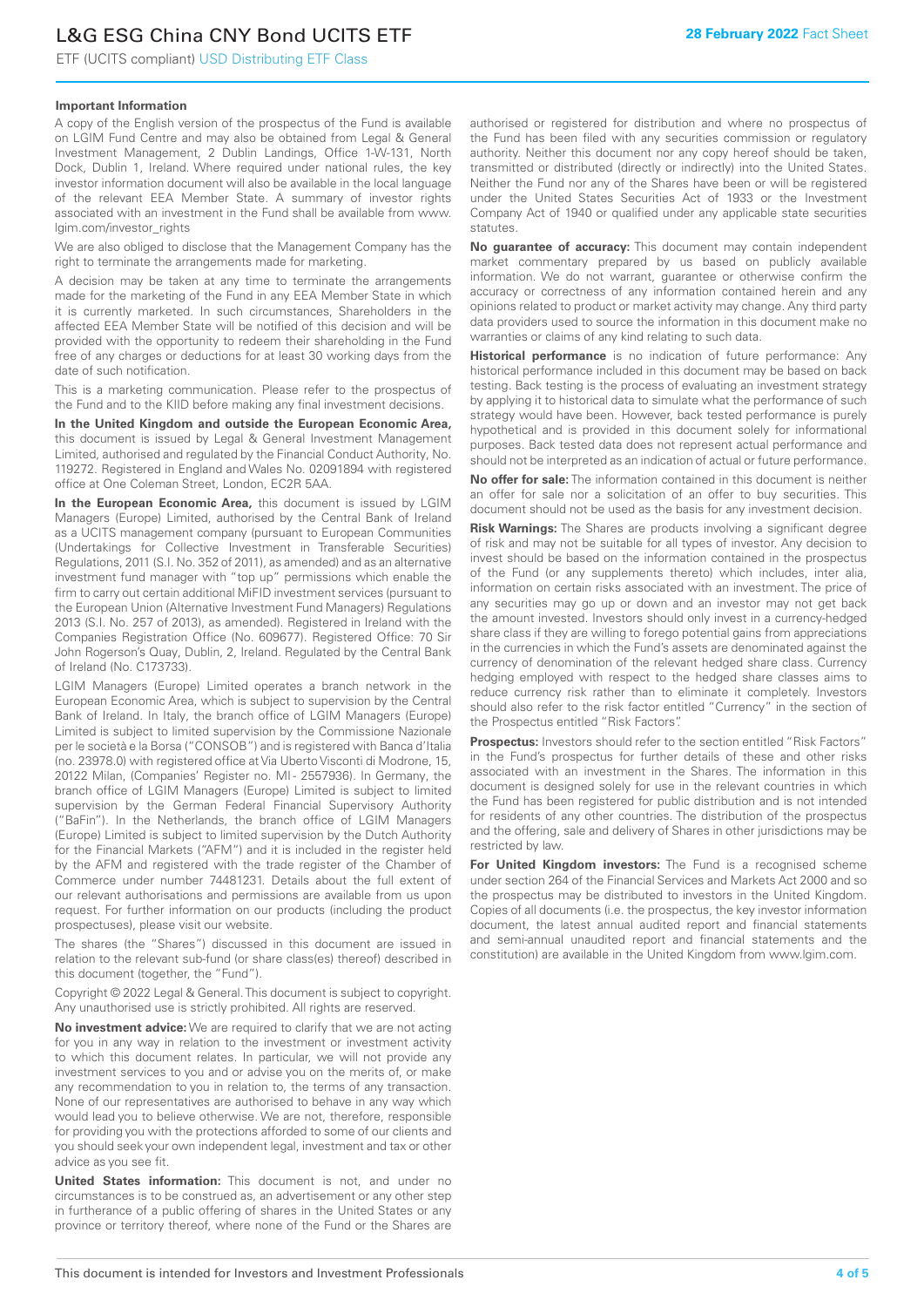### Important Information

A copy of the English version of the prospectus of the Fund is available on LGIM Fund Centre and may also be obtained from Legal & General Investment Management, 2 Dublin Landings, Office 1-W-131, North Dock, Dublin 1, Ireland. Where required under national rules, the key investor information document will also be available in the local language of the relevant EEA Member State. A summary of investor rights associated with an investment in the Fund shall be available from www.lgim.com/investor_rights

We are also obliged to disclose that the Management Company has the right to terminate the arrangements made for marketing.

A decision may be taken at any time to terminate the arrangements made for the marketing of the Fund in any EEA Member State in which it is currently marketed. In such circumstances, Shareholders in the affected EEA Member State will be notified of this decision and will be provided with the opportunity to redeem their shareholding in the Fund free of any charges or deductions for at least 30 working days from the date of such notification.

This is a marketing communication. Please refer to the prospectus of the Fund and to the KIID before making any final investment decisions.

**In the United Kingdom and outside the European Economic Area,** this document is issued by Legal & General Investment Management Limited, authorised and regulated by the Financial Conduct Authority, No. 119272. Registered in England and Wales No. 02091894 with registered office at One Coleman Street, London, EC2R 5AA.

**In the European Economic Area,** this document is issued by LGIM Managers (Europe) Limited, authorised by the Central Bank of Ireland as a UCITS management company (pursuant to European Communities (Undertakings for Collective Investment in Transferable Securities) Regulations, 2011 (S.I. No. 352 of 2011), as amended) and as an alternative investment fund manager with "top up" permissions which enable the firm to carry out certain additional MiFID investment services (pursuant to the European Union (Alternative Investment Fund Managers) Regulations 2013 (S.I. No. 257 of 2013), as amended). Registered in Ireland with the Companies Registration Office (No. 609677). Registered Office: 70 Sir John Rogerson's Quay, Dublin, 2, Ireland. Regulated by the Central Bank of Ireland (No. C173733).

LGIM Managers (Europe) Limited operates a branch network in the European Economic Area, which is subject to supervision by the Central Bank of Ireland. In Italy, the branch office of LGIM Managers (Europe) Limited is subject to limited supervision by the Commissione Nazionale per le società e la Borsa ("CONSOB") and is registered with Banca d'Italia (no. 23978.0) with registered office at Via Uberto Visconti di Modrone, 15, 20122 Milan, (Companies' Register no. MI - 2557936). In Germany, the branch office of LGIM Managers (Europe) Limited is subject to limited supervision by the German Federal Financial Supervisory Authority ("BaFin"). In the Netherlands, the branch office of LGIM Managers (Europe) Limited is subject to limited supervision by the Dutch Authority for the Financial Markets ("AFM") and it is included in the register held by the AFM and registered with the trade register of the Chamber of Commerce under number 74481231. Details about the full extent of our relevant authorisations and permissions are available from us upon request. For further information on our products (including the product prospectuses), please visit our website.

The shares (the "Shares") discussed in this document are issued in relation to the relevant sub-fund (or share class(es) thereof) described in this document (together, the "Fund").

Copyright © 2022 Legal & General. This document is subject to copyright. Any unauthorised use is strictly prohibited. All rights are reserved.

**No investment advice:** We are required to clarify that we are not acting for you in any way in relation to the investment or investment activity to which this document relates. In particular, we will not provide any investment services to you and or advise you on the merits of, or make any recommendation to you in relation to, the terms of any transaction. None of our representatives are authorised to behave in any way which would lead you to believe otherwise. We are not, therefore, responsible for providing you with the protections afforded to some of our clients and you should seek your own independent legal, investment and tax or other advice as you see fit.

**United States information:** This document is not, and under no circumstances is to be construed as, an advertisement or any other step in furtherance of a public offering of shares in the United States or any province or territory thereof, where none of the Fund or the Shares are authorised or registered for distribution and where no prospectus of the Fund has been filed with any securities commission or regulatory authority. Neither this document nor any copy hereof should be taken, transmitted or distributed (directly or indirectly) into the United States. Neither the Fund nor any of the Shares have been or will be registered under the United States Securities Act of 1933 or the Investment Company Act of 1940 or qualified under any applicable state securities statutes.

**No guarantee of accuracy:** This document may contain independent market commentary prepared by us based on publicly available information. We do not warrant, guarantee or otherwise confirm the accuracy or correctness of any information contained herein and any opinions related to product or market activity may change. Any third party data providers used to source the information in this document make no warranties or claims of any kind relating to such data.

**Historical performance** is no indication of future performance: Any historical performance included in this document may be based on back testing. Back testing is the process of evaluating an investment strategy by applying it to historical data to simulate what the performance of such strategy would have been. However, back tested performance is purely hypothetical and is provided in this document solely for informational purposes. Back tested data does not represent actual performance and should not be interpreted as an indication of actual or future performance.

**No offer for sale:** The information contained in this document is neither an offer for sale nor a solicitation of an offer to buy securities. This document should not be used as the basis for any investment decision.

**Risk Warnings:** The Shares are products involving a significant degree of risk and may not be suitable for all types of investor. Any decision to invest should be based on the information contained in the prospectus of the Fund (or any supplements thereto) which includes, inter alia, information on certain risks associated with an investment. The price of any securities may go up or down and an investor may not get back the amount invested. Investors should only invest in a currency-hedged share class if they are willing to forego potential gains from appreciations in the currencies in which the Fund's assets are denominated against the currency of denomination of the relevant hedged share class. Currency hedging employed with respect to the hedged share classes aims to reduce currency risk rather than to eliminate it completely. Investors should also refer to the risk factor entitled "Currency" in the section of the Prospectus entitled "Risk Factors".

**Prospectus:** Investors should refer to the section entitled "Risk Factors" in the Fund's prospectus for further details of these and other risks associated with an investment in the Shares. The information in this document is designed solely for use in the relevant countries in which the Fund has been registered for public distribution and is not intended for residents of any other countries. The distribution of the prospectus and the offering, sale and delivery of Shares in other jurisdictions may be restricted by law.

**For United Kingdom investors:** The Fund is a recognised scheme under section 264 of the Financial Services and Markets Act 2000 and so the prospectus may be distributed to investors in the United Kingdom. Copies of all documents (i.e. the prospectus, the key investor information document, the latest annual audited report and financial statements and semi-annual unaudited report and financial statements and the constitution) are available in the United Kingdom from www.lgim.com.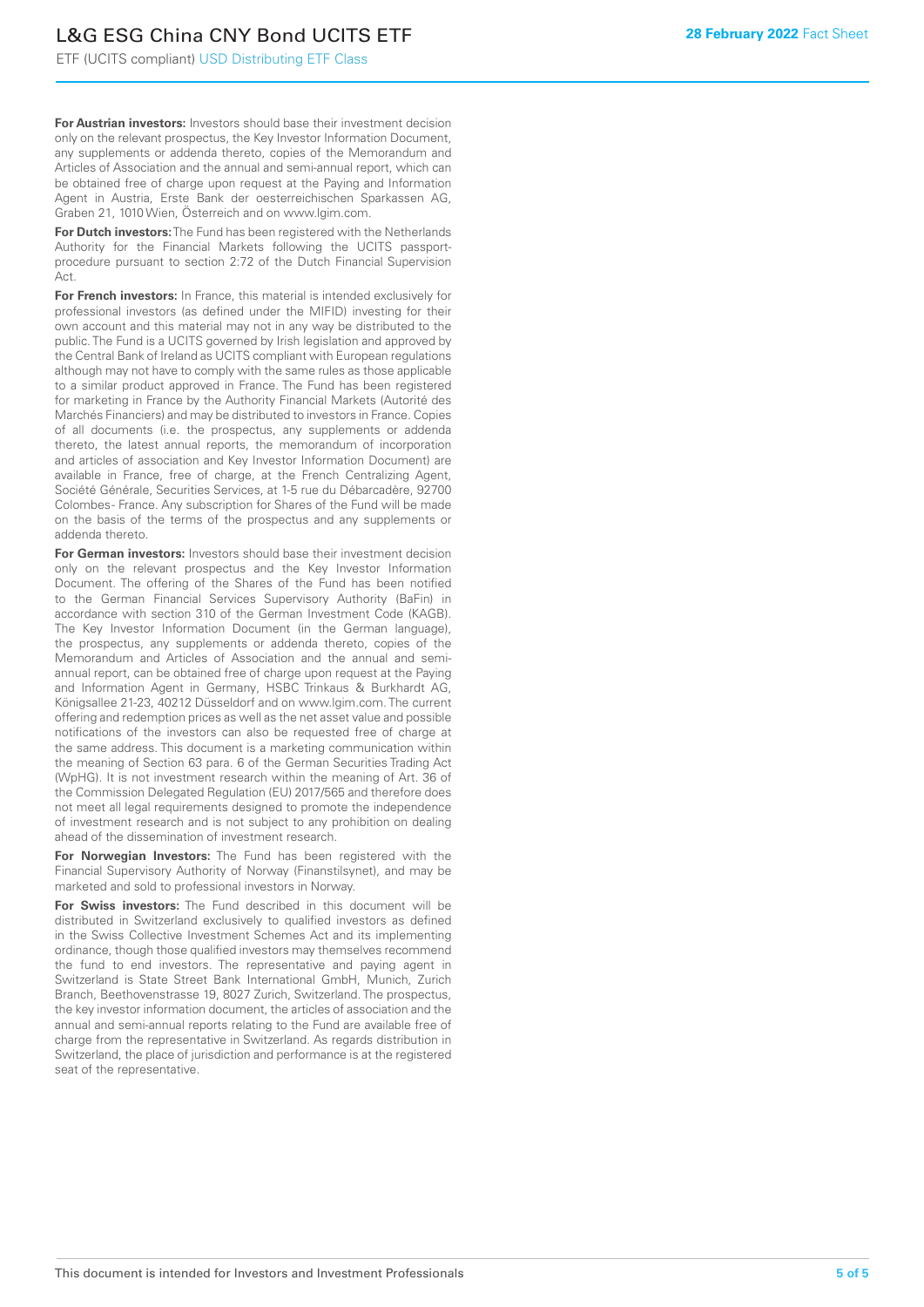**For Austrian investors:** Investors should base their investment decision only on the relevant prospectus, the Key Investor Information Document, any supplements or addenda thereto, copies of the Memorandum and Articles of Association and the annual and semi-annual report, which can be obtained free of charge upon request at the Paying and Information Agent in Austria, Erste Bank der oesterreichischen Sparkassen AG, Graben 21, 1010 Wien, Österreich and on www.lgim.com.

**For Dutch investors:** The Fund has been registered with the Netherlands Authority for the Financial Markets following the UCITS passport-procedure pursuant to section 2:72 of the Dutch Financial Supervision Act.

**For French investors:** In France, this material is intended exclusively for professional investors (as defined under the MIFID) investing for their own account and this material may not in any way be distributed to the public. The Fund is a UCITS governed by Irish legislation and approved by the Central Bank of Ireland as UCITS compliant with European regulations although may not have to comply with the same rules as those applicable to a similar product approved in France. The Fund has been registered for marketing in France by the Authority Financial Markets (Autorité des Marchés Financiers) and may be distributed to investors in France. Copies of all documents (i.e. the prospectus, any supplements or addenda thereto, the latest annual reports, the memorandum of incorporation and articles of association and Key Investor Information Document) are available in France, free of charge, at the French Centralizing Agent, Société Générale, Securities Services, at 1-5 rue du Débarcadère, 92700 Colombes- France. Any subscription for Shares of the Fund will be made on the basis of the terms of the prospectus and any supplements or addenda thereto.

**For German investors:** Investors should base their investment decision only on the relevant prospectus and the Key Investor Information Document. The offering of the Shares of the Fund has been notified to the German Financial Services Supervisory Authority (BaFin) in accordance with section 310 of the German Investment Code (KAGB). The Key Investor Information Document (in the German language), the prospectus, any supplements or addenda thereto, copies of the Memorandum and Articles of Association and the annual and semi-annual report, can be obtained free of charge upon request at the Paying and Information Agent in Germany, HSBC Trinkaus & Burkhardt AG, Königsallee 21-23, 40212 Düsseldorf and on www.lgim.com. The current offering and redemption prices as well as the net asset value and possible notifications of the investors can also be requested free of charge at the same address. This document is a marketing communication within the meaning of Section 63 para. 6 of the German Securities Trading Act (WpHG). It is not investment research within the meaning of Art. 36 of the Commission Delegated Regulation (EU) 2017/565 and therefore does not meet all legal requirements designed to promote the independence of investment research and is not subject to any prohibition on dealing ahead of the dissemination of investment research.

**For Norwegian Investors:** The Fund has been registered with the Financial Supervisory Authority of Norway (Finanstilsynet), and may be marketed and sold to professional investors in Norway.

**For Swiss investors:** The Fund described in this document will be distributed in Switzerland exclusively to qualified investors as defined in the Swiss Collective Investment Schemes Act and its implementing ordinance, though those qualified investors may themselves recommend the fund to end investors. The representative and paying agent in Switzerland is State Street Bank International GmbH, Munich, Zurich Branch, Beethovenstrasse 19, 8027 Zurich, Switzerland. The prospectus, the key investor information document, the articles of association and the annual and semi-annual reports relating to the Fund are available free of charge from the representative in Switzerland. As regards distribution in Switzerland, the place of jurisdiction and performance is at the registered seat of the representative.